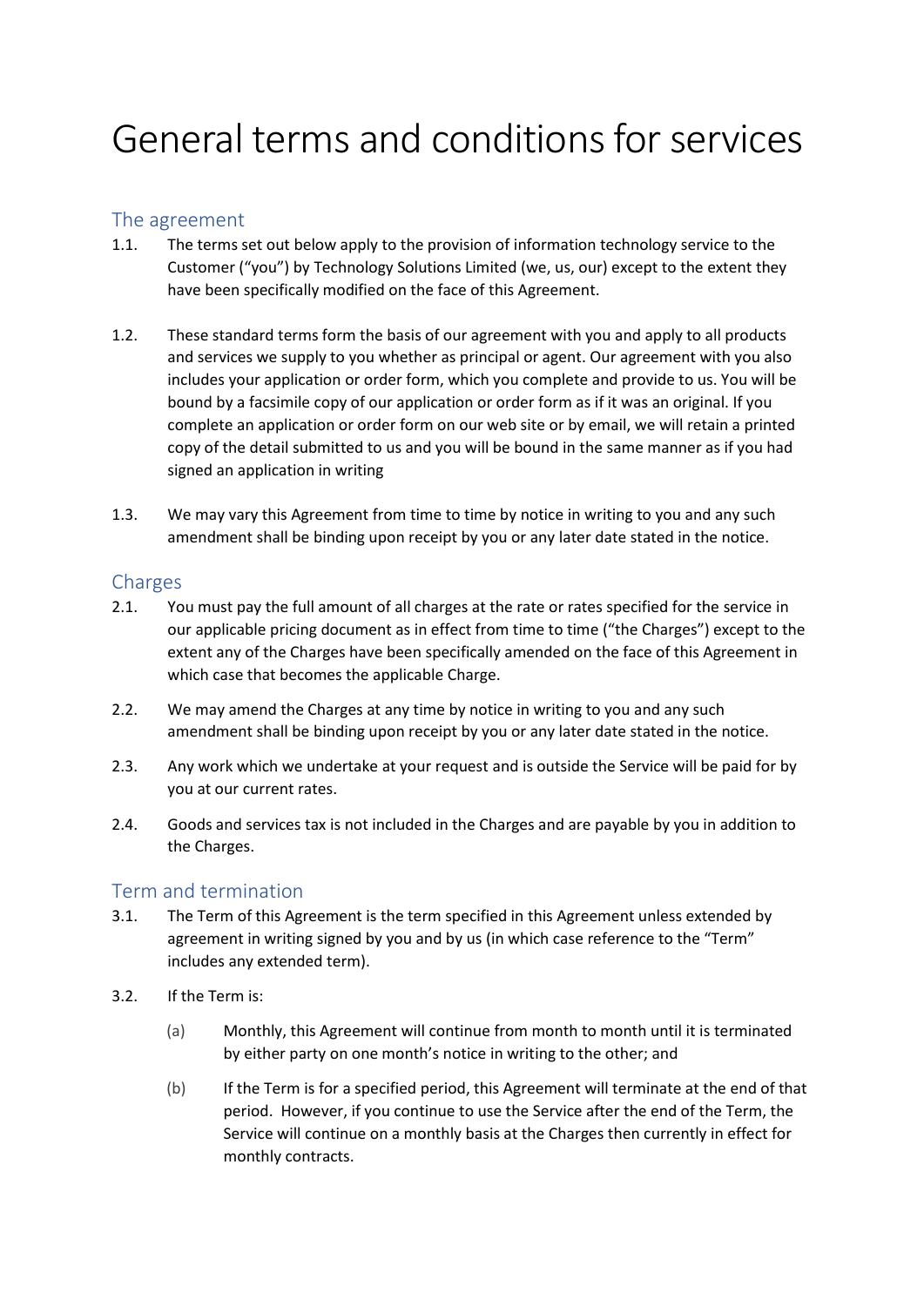# General terms and conditions for services

## The agreement

1.1. The terms set out below apply to the provision of information technology service to the Customer ("you") by Technology Solutions Limited (we, us, our) except to the extent they have been specifically modified on the face of this Agreement.

1.2. These standard terms form the basis of our agreement with you and apply to all products and services we supply to you whether as principal or agent. Our agreement with you also includes your application or order form, which you complete and provide to us. You will be bound by a facsimile copy of our application or order form as if it was an original. If you complete an application or order form on our web site or by email, we will retain a printed copy of the detail submitted to us and you will be bound in the same manner as if you had signed an application in writing

1.3. We may vary this Agreement from time to time by notice in writing to you and any such amendment shall be binding upon receipt by you or any later date stated in the notice.

## Charges

2.1. You must pay the full amount of all charges at the rate or rates specified for the service in our applicable pricing document as in effect from time to time ("the Charges") except to the extent any of the Charges have been specifically amended on the face of this Agreement in which case that becomes the applicable Charge.

2.2. We may amend the Charges at any time by notice in writing to you and any such amendment shall be binding upon receipt by you or any later date stated in the notice.

2.3. Any work which we undertake at your request and is outside the Service will be paid for by you at our current rates.

2.4. Goods and services tax is not included in the Charges and are payable by you in addition to the Charges.

## Term and termination

3.1. The Term of this Agreement is the term specified in this Agreement unless extended by agreement in writing signed by you and by us (in which case reference to the "Term" includes any extended term).

3.2. If the Term is:

(a) Monthly, this Agreement will continue from month to month until it is terminated by either party on one month's notice in writing to the other; and

(b) If the Term is for a specified period, this Agreement will terminate at the end of that period. However, if you continue to use the Service after the end of the Term, the Service will continue on a monthly basis at the Charges then currently in effect for monthly contracts.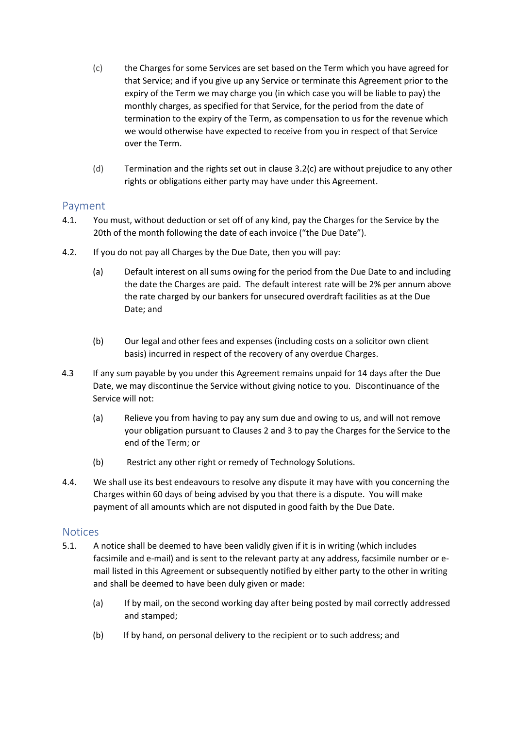(c) the Charges for some Services are set based on the Term which you have agreed for that Service; and if you give up any Service or terminate this Agreement prior to the expiry of the Term we may charge you (in which case you will be liable to pay) the monthly charges, as specified for that Service, for the period from the date of termination to the expiry of the Term, as compensation to us for the revenue which we would otherwise have expected to receive from you in respect of that Service over the Term.

(d) Termination and the rights set out in clause 3.2(c) are without prejudice to any other rights or obligations either party may have under this Agreement.

## Payment

4.1. You must, without deduction or set off of any kind, pay the Charges for the Service by the 20th of the month following the date of each invoice ("the Due Date").

4.2. If you do not pay all Charges by the Due Date, then you will pay:

(a) Default interest on all sums owing for the period from the Due Date to and including the date the Charges are paid. The default interest rate will be 2% per annum above the rate charged by our bankers for unsecured overdraft facilities as at the Due Date; and

(b) Our legal and other fees and expenses (including costs on a solicitor own client basis) incurred in respect of the recovery of any overdue Charges.

4.3 If any sum payable by you under this Agreement remains unpaid for 14 days after the Due Date, we may discontinue the Service without giving notice to you. Discontinuance of the Service will not:

(a) Relieve you from having to pay any sum due and owing to us, and will not remove your obligation pursuant to Clauses 2 and 3 to pay the Charges for the Service to the end of the Term; or

(b) Restrict any other right or remedy of Technology Solutions.

4.4. We shall use its best endeavours to resolve any dispute it may have with you concerning the Charges within 60 days of being advised by you that there is a dispute. You will make payment of all amounts which are not disputed in good faith by the Due Date.

## Notices

5.1. A notice shall be deemed to have been validly given if it is in writing (which includes facsimile and e-mail) and is sent to the relevant party at any address, facsimile number or e-mail listed in this Agreement or subsequently notified by either party to the other in writing and shall be deemed to have been duly given or made:

(a) If by mail, on the second working day after being posted by mail correctly addressed and stamped;

(b) If by hand, on personal delivery to the recipient or to such address; and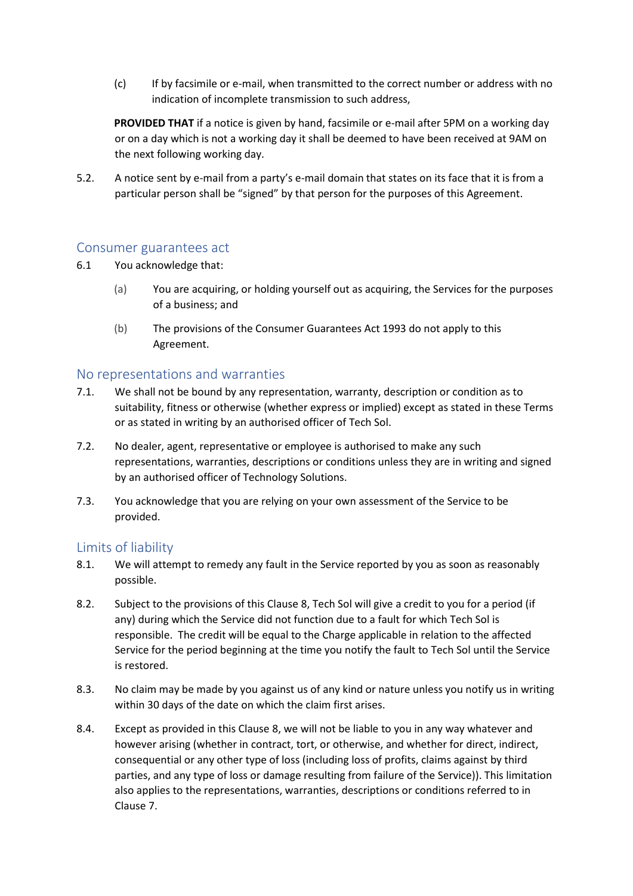(c) If by facsimile or e-mail, when transmitted to the correct number or address with no indication of incomplete transmission to such address,

**PROVIDED THAT** if a notice is given by hand, facsimile or e-mail after 5PM on a working day or on a day which is not a working day it shall be deemed to have been received at 9AM on the next following working day.

5.2. A notice sent by e-mail from a party's e-mail domain that states on its face that it is from a particular person shall be "signed" by that person for the purposes of this Agreement.

## Consumer guarantees act

6.1 You acknowledge that:

(a) You are acquiring, or holding yourself out as acquiring, the Services for the purposes of a business; and

(b) The provisions of the Consumer Guarantees Act 1993 do not apply to this Agreement.

## No representations and warranties

7.1. We shall not be bound by any representation, warranty, description or condition as to suitability, fitness or otherwise (whether express or implied) except as stated in these Terms or as stated in writing by an authorised officer of Tech Sol.

7.2. No dealer, agent, representative or employee is authorised to make any such representations, warranties, descriptions or conditions unless they are in writing and signed by an authorised officer of Technology Solutions.

7.3. You acknowledge that you are relying on your own assessment of the Service to be provided.

## Limits of liability

8.1. We will attempt to remedy any fault in the Service reported by you as soon as reasonably possible.

8.2. Subject to the provisions of this Clause 8, Tech Sol will give a credit to you for a period (if any) during which the Service did not function due to a fault for which Tech Sol is responsible. The credit will be equal to the Charge applicable in relation to the affected Service for the period beginning at the time you notify the fault to Tech Sol until the Service is restored.

8.3. No claim may be made by you against us of any kind or nature unless you notify us in writing within 30 days of the date on which the claim first arises.

8.4. Except as provided in this Clause 8, we will not be liable to you in any way whatever and however arising (whether in contract, tort, or otherwise, and whether for direct, indirect, consequential or any other type of loss (including loss of profits, claims against by third parties, and any type of loss or damage resulting from failure of the Service)). This limitation also applies to the representations, warranties, descriptions or conditions referred to in Clause 7.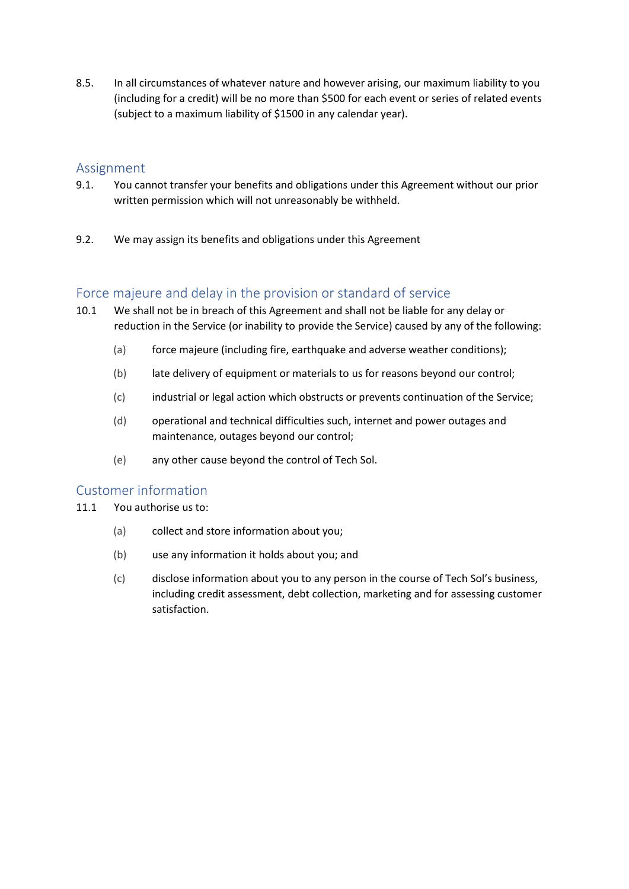8.5. In all circumstances of whatever nature and however arising, our maximum liability to you (including for a credit) will be no more than $500 for each event or series of related events (subject to a maximum liability of $1500 in any calendar year).

## Assignment

9.1. You cannot transfer your benefits and obligations under this Agreement without our prior written permission which will not unreasonably be withheld.

9.2. We may assign its benefits and obligations under this Agreement

## Force majeure and delay in the provision or standard of service

10.1 We shall not be in breach of this Agreement and shall not be liable for any delay or reduction in the Service (or inability to provide the Service) caused by any of the following:

(a) force majeure (including fire, earthquake and adverse weather conditions);

(b) late delivery of equipment or materials to us for reasons beyond our control;

(c) industrial or legal action which obstructs or prevents continuation of the Service;

(d) operational and technical difficulties such, internet and power outages and maintenance, outages beyond our control;

(e) any other cause beyond the control of Tech Sol.

## Customer information

11.1 You authorise us to:

(a) collect and store information about you;

(b) use any information it holds about you; and

(c) disclose information about you to any person in the course of Tech Sol's business, including credit assessment, debt collection, marketing and for assessing customer satisfaction.